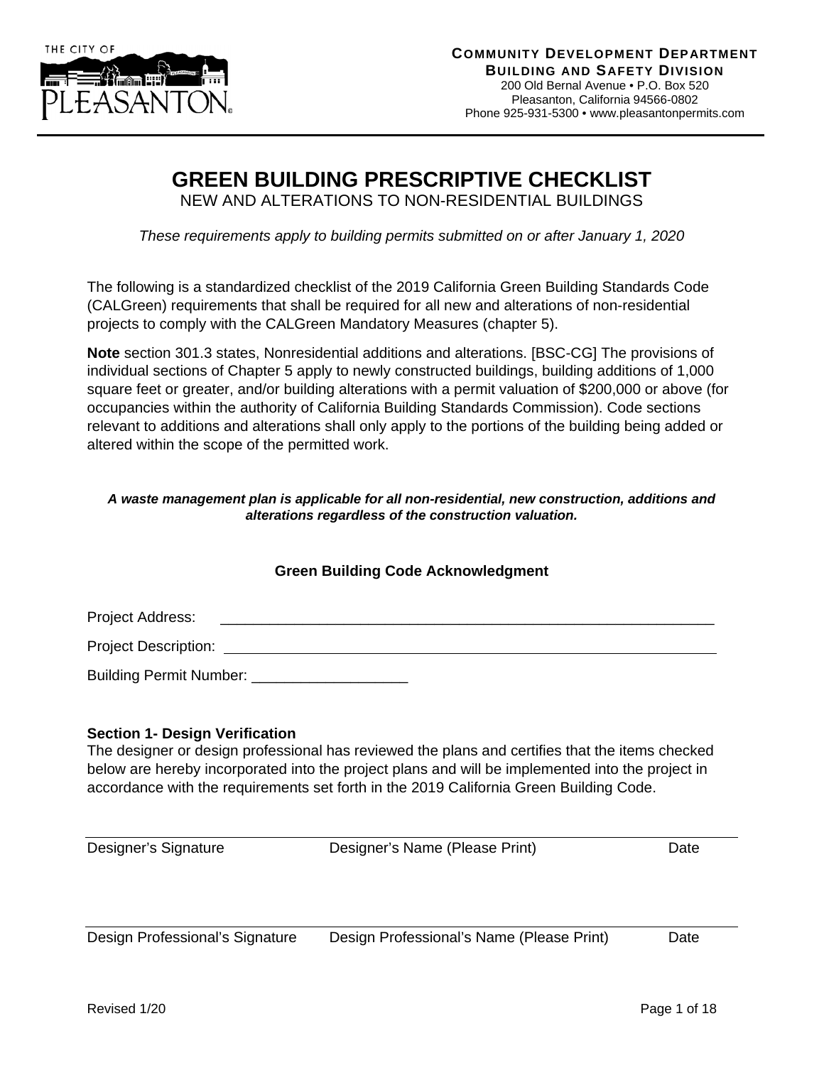THE CITY OF PLEASANTON

**COMMUNITY DEVELOPMENT DEPARTMENT**
**BUILDING AND SAFETY DIVISION**
200 Old Bernal Avenue • P.O. Box 520
Pleasanton, California 94566-0802
Phone 925-931-5300 • www.pleasantonpermits.com

# GREEN BUILDING PRESCRIPTIVE CHECKLIST

NEW AND ALTERATIONS TO NON-RESIDENTIAL BUILDINGS

*These requirements apply to building permits submitted on or after January 1, 2020*

The following is a standardized checklist of the 2019 California Green Building Standards Code (CALGreen) requirements that shall be required for all new and alterations of non-residential projects to comply with the CALGreen Mandatory Measures (chapter 5).

**Note** section 301.3 states, Nonresidential additions and alterations. [BSC-CG] The provisions of individual sections of Chapter 5 apply to newly constructed buildings, building additions of 1,000 square feet or greater, and/or building alterations with a permit valuation of $200,000 or above (for occupancies within the authority of California Building Standards Commission). Code sections relevant to additions and alterations shall only apply to the portions of the building being added or altered within the scope of the permitted work.

***A waste management plan is applicable for all non-residential, new construction, additions and alterations regardless of the construction valuation.***

### Green Building Code Acknowledgment

Project Address: \_\_\_\_\_\_\_\_\_\_\_\_\_\_\_\_\_\_\_\_\_\_\_\_\_\_\_\_\_\_\_\_\_\_\_\_\_\_\_\_\_\_\_\_\_\_\_\_\_\_\_\_\_\_\_\_\_\_\_\_

Project Description: \_\_\_\_\_\_\_\_\_\_\_\_\_\_\_\_\_\_\_\_\_\_\_\_\_\_\_\_\_\_\_\_\_\_\_\_\_\_\_\_\_\_\_\_\_\_\_\_\_\_\_\_\_\_\_\_\_\_\_\_

Building Permit Number: \_\_\_\_\_\_\_\_\_\_\_\_\_\_\_\_\_\_\_

**Section 1- Design Verification**
The designer or design professional has reviewed the plans and certifies that the items checked below are hereby incorporated into the project plans and will be implemented into the project in accordance with the requirements set forth in the 2019 California Green Building Code.

\_\_\_\_\_\_\_\_\_\_\_\_\_\_\_\_\_\_\_\_\_\_\_\_\_\_\_\_\_\_\_\_\_\_\_\_\_\_\_\_\_\_\_\_\_\_\_\_\_\_\_\_\_\_\_\_\_\_\_\_

Designer's Signature | Designer's Name (Please Print) | Date

\_\_\_\_\_\_\_\_\_\_\_\_\_\_\_\_\_\_\_\_\_\_\_\_\_\_\_\_\_\_\_\_\_\_\_\_\_\_\_\_\_\_\_\_\_\_\_\_\_\_\_\_\_\_\_\_\_\_\_\_

Design Professional's Signature | Design Professional's Name (Please Print) | Date

Revised 1/20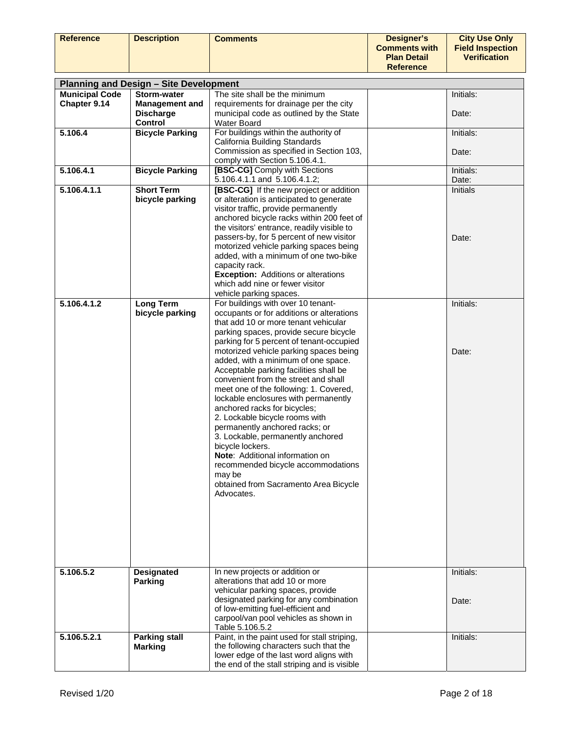| Reference | Description | Comments | Designer's Comments with Plan Detail Reference | City Use Only Field Inspection Verification |
|---|---|---|---|---|
| **Planning and Design – Site Development** | | | | |
| **Municipal Code Chapter 9.14** | **Storm-water Management and Discharge Control** | The site shall be the minimum requirements for drainage per the city municipal code as outlined by the State Water Board | | Initials: Date: |
| **5.106.4** | **Bicycle Parking** | For buildings within the authority of California Building Standards Commission as specified in Section 103, comply with Section 5.106.4.1. | | Initials: Date: |
| **5.106.4.1** | **Bicycle Parking** | **[BSC-CG]** Comply with Sections 5.106.4.1.1 and 5.106.4.1.2; | | Initials: Date: |
| **5.106.4.1.1** | **Short Term bicycle parking** | **[BSC-CG]** If the new project or addition or alteration is anticipated to generate visitor traffic, provide permanently anchored bicycle racks within 200 feet of the visitors' entrance, readily visible to passers-by, for 5 percent of new visitor motorized vehicle parking spaces being added, with a minimum of one two-bike capacity rack. **Exception:** Additions or alterations which add nine or fewer visitor vehicle parking spaces. | | Initials Date: |
| **5.106.4.1.2** | **Long Term bicycle parking** | For buildings with over 10 tenant-occupants or for additions or alterations that add 10 or more tenant vehicular parking spaces, provide secure bicycle parking for 5 percent of tenant-occupied motorized vehicle parking spaces being added, with a minimum of one space. Acceptable parking facilities shall be convenient from the street and shall meet one of the following: 1. Covered, lockable enclosures with permanently anchored racks for bicycles; 2. Lockable bicycle rooms with permanently anchored racks; or 3. Lockable, permanently anchored bicycle lockers. **Note**: Additional information on recommended bicycle accommodations may be obtained from Sacramento Area Bicycle Advocates. | | Initials: Date: |
| **5.106.5.2** | **Designated Parking** | In new projects or addition or alterations that add 10 or more vehicular parking spaces, provide designated parking for any combination of low-emitting fuel-efficient and carpool/van pool vehicles as shown in Table 5.106.5.2 | | Initials: Date: |
| **5.106.5.2.1** | **Parking stall Marking** | Paint, in the paint used for stall striping, the following characters such that the lower edge of the last word aligns with the end of the stall striping and is visible | | Initials: |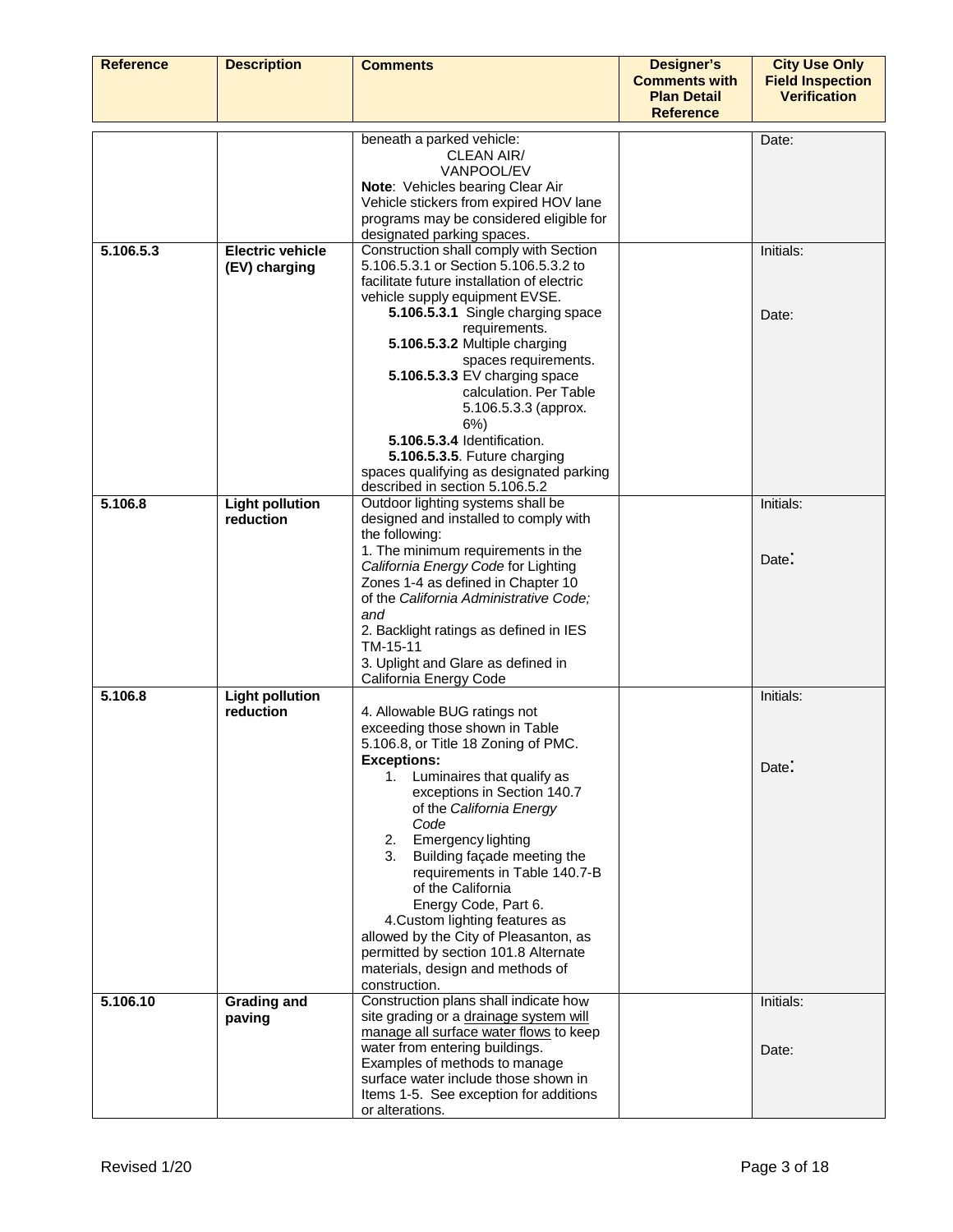| Reference | Description | Comments | Designer's Comments with Plan Detail Reference | City Use Only Field Inspection Verification |
|---|---|---|---|---|
| | | beneath a parked vehicle:<br>CLEAN AIR/<br>VANPOOL/EV<br>**Note**: Vehicles bearing Clear Air Vehicle stickers from expired HOV lane programs may be considered eligible for designated parking spaces. | | Date: |
| **5.106.5.3** | **Electric vehicle (EV) charging** | Construction shall comply with Section 5.106.5.3.1 or Section 5.106.5.3.2 to facilitate future installation of electric vehicle supply equipment EVSE.<br>**5.106.5.3.1** Single charging space requirements.<br>**5.106.5.3.2** Multiple charging spaces requirements.<br>**5.106.5.3.3** EV charging space calculation. Per Table 5.106.5.3.3 (approx. 6%)<br>**5.106.5.3.4** Identification.<br>**5.106.5.3.5**. Future charging spaces qualifying as designated parking described in section 5.106.5.2 | | Initials:<br><br>Date: |
| **5.106.8** | **Light pollution reduction** | Outdoor lighting systems shall be designed and installed to comply with the following:<br>1. The minimum requirements in the *California Energy Code* for Lighting Zones 1-4 as defined in Chapter 10 of the *California Administrative Code; and*<br>2. Backlight ratings as defined in IES TM-15-11<br>3. Uplight and Glare as defined in California Energy Code | | Initials:<br><br>Date: |
| **5.106.8** | **Light pollution reduction** | 4. Allowable BUG ratings not exceeding those shown in Table 5.106.8, or Title 18 Zoning of PMC.<br>**Exceptions:**<br>1. Luminaires that qualify as exceptions in Section 140.7 of the *California Energy Code*<br>2. Emergency lighting<br>3. Building façade meeting the requirements in Table 140.7-B of the California Energy Code, Part 6.<br>4. Custom lighting features as allowed by the City of Pleasanton, as permitted by section 101.8 Alternate materials, design and methods of construction. | | Initials:<br><br>Date: |
| **5.106.10** | **Grading and paving** | Construction plans shall indicate how site grading or a drainage system will manage all surface water flows to keep water from entering buildings. Examples of methods to manage surface water include those shown in Items 1-5. See exception for additions or alterations. | | Initials:<br><br>Date: |

Revised 1/20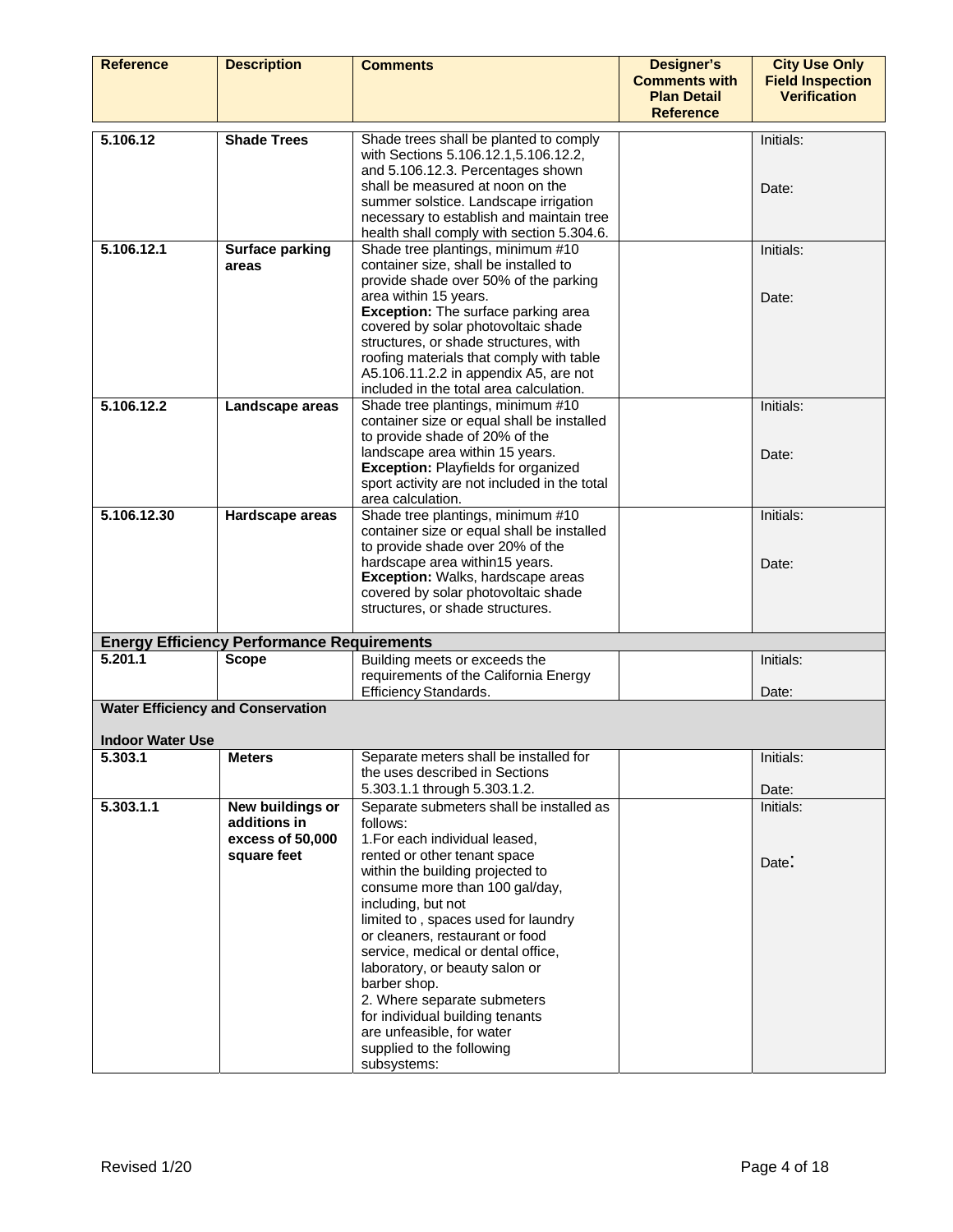| Reference | Description | Comments | Designer's Comments with Plan Detail Reference | City Use Only Field Inspection Verification |
|---|---|---|---|---|
| **5.106.12** | **Shade Trees** | Shade trees shall be planted to comply with Sections 5.106.12.1,5.106.12.2, and 5.106.12.3. Percentages shown shall be measured at noon on the summer solstice. Landscape irrigation necessary to establish and maintain tree health shall comply with section 5.304.6. | | Initials:<br><br>Date: |
| **5.106.12.1** | **Surface parking areas** | Shade tree plantings, minimum #10 container size, shall be installed to provide shade over 50% of the parking area within 15 years.<br>**Exception:** The surface parking area covered by solar photovoltaic shade structures, or shade structures, with roofing materials that comply with table A5.106.11.2.2 in appendix A5, are not included in the total area calculation. | | Initials:<br><br>Date: |
| **5.106.12.2** | **Landscape areas** | Shade tree plantings, minimum #10 container size or equal shall be installed to provide shade of 20% of the landscape area within 15 years.<br>**Exception:** Playfields for organized sport activity are not included in the total area calculation. | | Initials:<br><br>Date: |
| **5.106.12.30** | **Hardscape areas** | Shade tree plantings, minimum #10 container size or equal shall be installed to provide shade over 20% of the hardscape area within15 years.<br>**Exception:** Walks, hardscape areas covered by solar photovoltaic shade structures, or shade structures. | | Initials:<br><br>Date: |
| **Energy Efficiency Performance Requirements** | | | | |
| **5.201.1** | **Scope** | Building meets or exceeds the requirements of the California Energy Efficiency Standards. | | Initials:<br><br>Date: |
| **Water Efficiency and Conservation**<br><br>**Indoor Water Use** | | | | |
| **5.303.1** | **Meters** | Separate meters shall be installed for the uses described in Sections 5.303.1.1 through 5.303.1.2. | | Initials:<br><br>Date: |
| **5.303.1.1** | **New buildings or additions in excess of 50,000 square feet** | Separate submeters shall be installed as follows:<br>1.For each individual leased, rented or other tenant space within the building projected to consume more than 100 gal/day, including, but not limited to , spaces used for laundry or cleaners, restaurant or food service, medical or dental office, laboratory, or beauty salon or barber shop.<br>2. Where separate submeters for individual building tenants are unfeasible, for water supplied to the following subsystems: | | Initials:<br><br>Date: |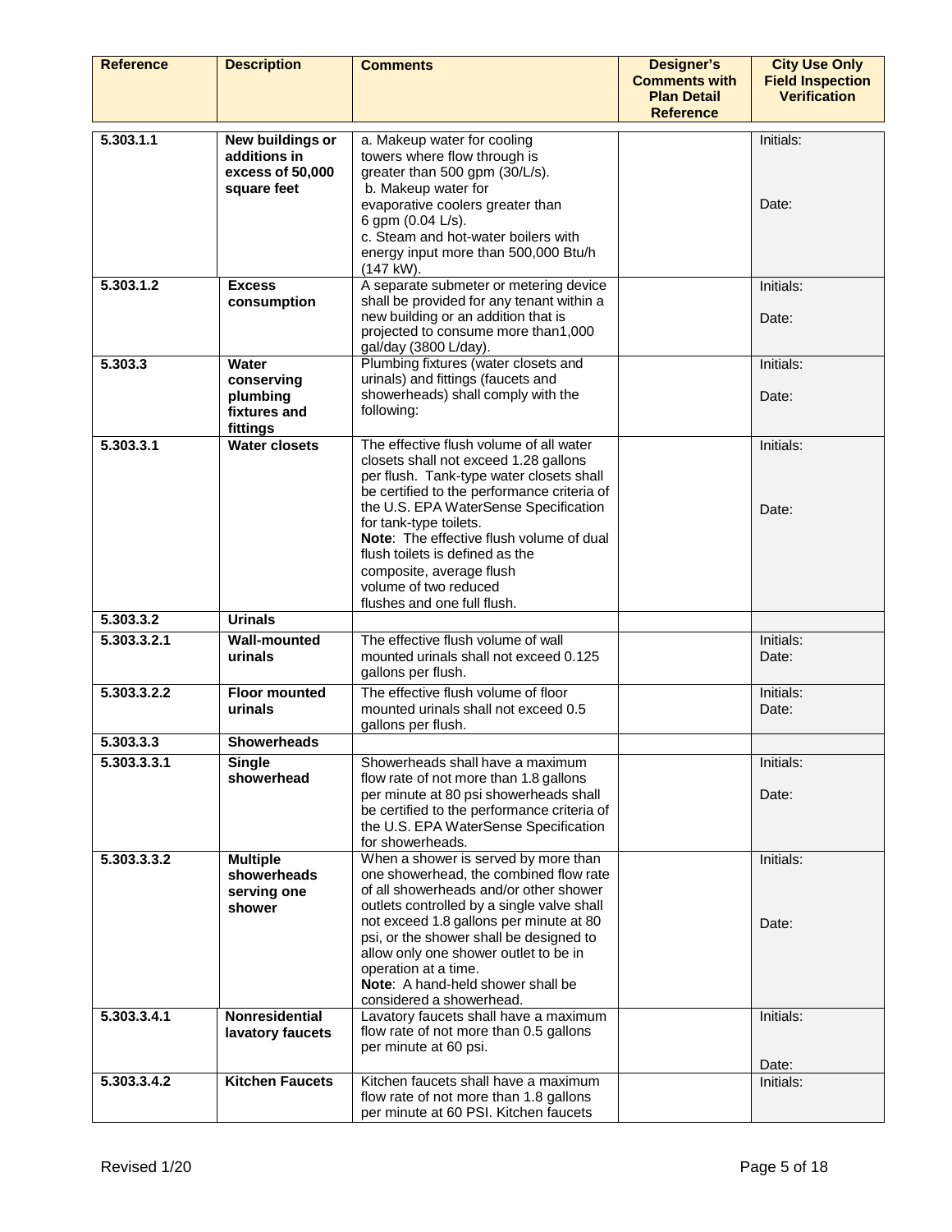| Reference | Description | Comments | Designer's Comments with Plan Detail Reference | City Use Only Field Inspection Verification |
|---|---|---|---|---|
| **5.303.1.1** | **New buildings or additions in excess of 50,000 square feet** | a. Makeup water for cooling towers where flow through is greater than 500 gpm (30/L/s).<br>b. Makeup water for evaporative coolers greater than 6 gpm (0.04 L/s).<br>c. Steam and hot-water boilers with energy input more than 500,000 Btu/h (147 kW). | | Initials:<br><br>Date: |
| **5.303.1.2** | **Excess consumption** | A separate submeter or metering device shall be provided for any tenant within a new building or an addition that is projected to consume more than1,000 gal/day (3800 L/day). | | Initials:<br><br>Date: |
| **5.303.3** | **Water conserving plumbing fixtures and fittings** | Plumbing fixtures (water closets and urinals) and fittings (faucets and showerheads) shall comply with the following: | | Initials:<br><br>Date: |
| **5.303.3.1** | **Water closets** | The effective flush volume of all water closets shall not exceed 1.28 gallons per flush. Tank-type water closets shall be certified to the performance criteria of the U.S. EPA WaterSense Specification for tank-type toilets.<br>**Note**: The effective flush volume of dual flush toilets is defined as the composite, average flush volume of two reduced flushes and one full flush. | | Initials:<br><br>Date: |
| **5.303.3.2** | **Urinals** | | | |
| **5.303.3.2.1** | **Wall-mounted urinals** | The effective flush volume of wall mounted urinals shall not exceed 0.125 gallons per flush. | | Initials:<br>Date: |
| **5.303.3.2.2** | **Floor mounted urinals** | The effective flush volume of floor mounted urinals shall not exceed 0.5 gallons per flush. | | Initials:<br>Date: |
| **5.303.3.3** | **Showerheads** | | | |
| **5.303.3.3.1** | **Single showerhead** | Showerheads shall have a maximum flow rate of not more than 1.8 gallons per minute at 80 psi showerheads shall be certified to the performance criteria of the U.S. EPA WaterSense Specification for showerheads. | | Initials:<br><br>Date: |
| **5.303.3.3.2** | **Multiple showerheads serving one shower** | When a shower is served by more than one showerhead, the combined flow rate of all showerheads and/or other shower outlets controlled by a single valve shall not exceed 1.8 gallons per minute at 80 psi, or the shower shall be designed to allow only one shower outlet to be in operation at a time.<br>**Note**: A hand-held shower shall be considered a showerhead. | | Initials:<br><br>Date: |
| **5.303.3.4.1** | **Nonresidential lavatory faucets** | Lavatory faucets shall have a maximum flow rate of not more than 0.5 gallons per minute at 60 psi. | | Initials:<br><br>Date: |
| **5.303.3.4.2** | **Kitchen Faucets** | Kitchen faucets shall have a maximum flow rate of not more than 1.8 gallons per minute at 60 PSI. Kitchen faucets | | Initials: |

Revised 1/20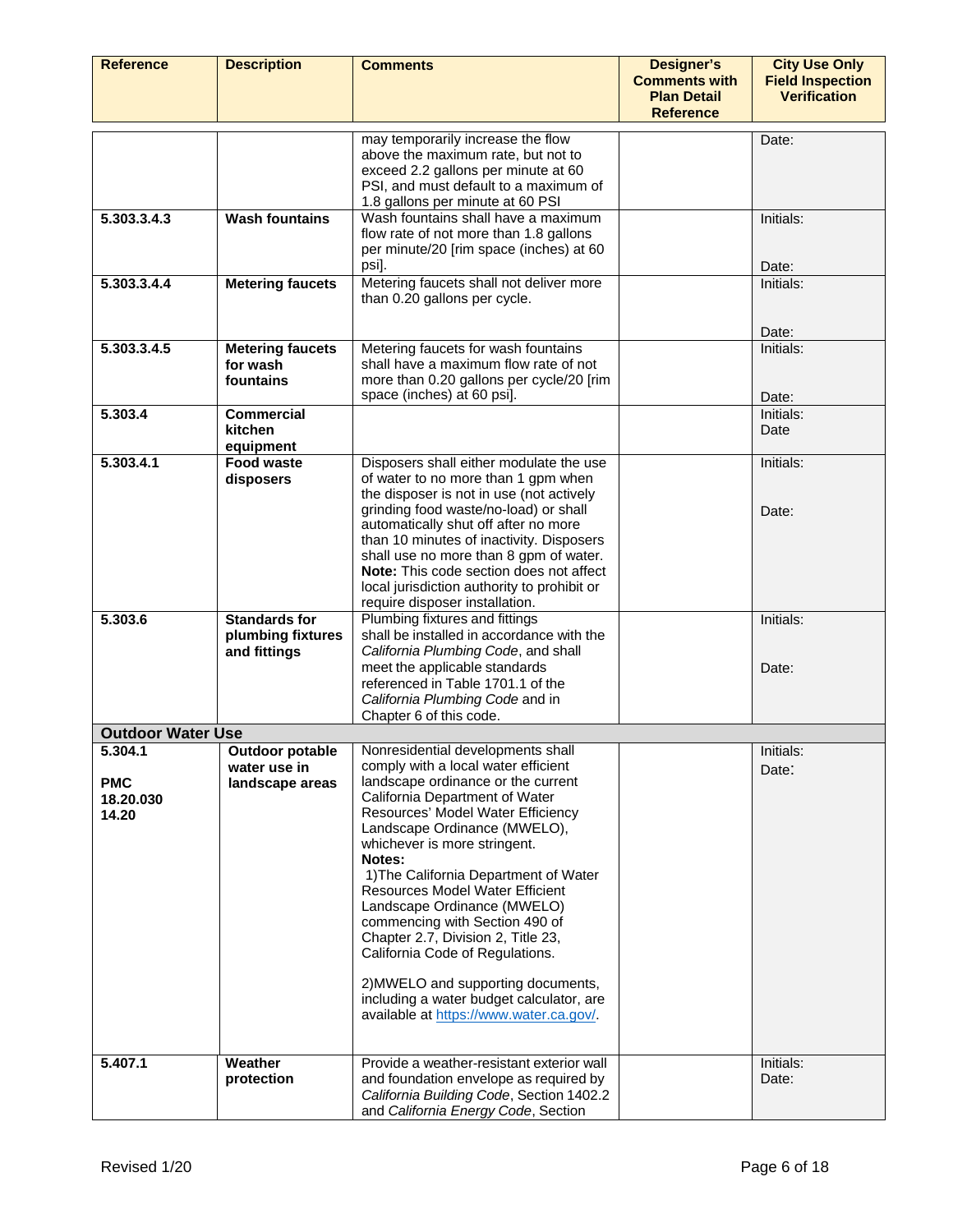| Reference | Description | Comments | Designer's Comments with Plan Detail Reference | City Use Only Field Inspection Verification |
|---|---|---|---|---|
| | | may temporarily increase the flow above the maximum rate, but not to exceed 2.2 gallons per minute at 60 PSI, and must default to a maximum of 1.8 gallons per minute at 60 PSI | | Date: |
| **5.303.3.4.3** | **Wash fountains** | Wash fountains shall have a maximum flow rate of not more than 1.8 gallons per minute/20 [rim space (inches) at 60 psi]. | | Initials:<br><br>Date: |
| **5.303.3.4.4** | **Metering faucets** | Metering faucets shall not deliver more than 0.20 gallons per cycle. | | Initials:<br><br>Date: |
| **5.303.3.4.5** | **Metering faucets for wash fountains** | Metering faucets for wash fountains shall have a maximum flow rate of not more than 0.20 gallons per cycle/20 [rim space (inches) at 60 psi]. | | Initials:<br><br>Date: |
| **5.303.4** | **Commercial kitchen equipment** | | | Initials:<br>Date |
| **5.303.4.1** | **Food waste disposers** | Disposers shall either modulate the use of water to no more than 1 gpm when the disposer is not in use (not actively grinding food waste/no-load) or shall automatically shut off after no more than 10 minutes of inactivity. Disposers shall use no more than 8 gpm of water. **Note:** This code section does not affect local jurisdiction authority to prohibit or require disposer installation. | | Initials:<br><br>Date: |
| **5.303.6** | **Standards for plumbing fixtures and fittings** | Plumbing fixtures and fittings shall be installed in accordance with the *California Plumbing Code*, and shall meet the applicable standards referenced in Table 1701.1 of the *California Plumbing Code* and in Chapter 6 of this code. | | Initials:<br><br>Date: |
| **Outdoor Water Use** | | | | |
| **5.304.1**<br><br>**PMC 18.20.030 14.20** | **Outdoor potable water use in landscape areas** | Nonresidential developments shall comply with a local water efficient landscape ordinance or the current California Department of Water Resources' Model Water Efficiency Landscape Ordinance (MWELO), whichever is more stringent.<br>**Notes:**<br>1)The California Department of Water Resources Model Water Efficient Landscape Ordinance (MWELO) commencing with Section 490 of Chapter 2.7, Division 2, Title 23, California Code of Regulations.<br><br>2)MWELO and supporting documents, including a water budget calculator, are available at https://www.water.ca.gov/. | | Initials:<br>Date: |
| **5.407.1** | **Weather protection** | Provide a weather-resistant exterior wall and foundation envelope as required by *California Building Code*, Section 1402.2 and *California Energy Code*, Section | | Initials:<br>Date: |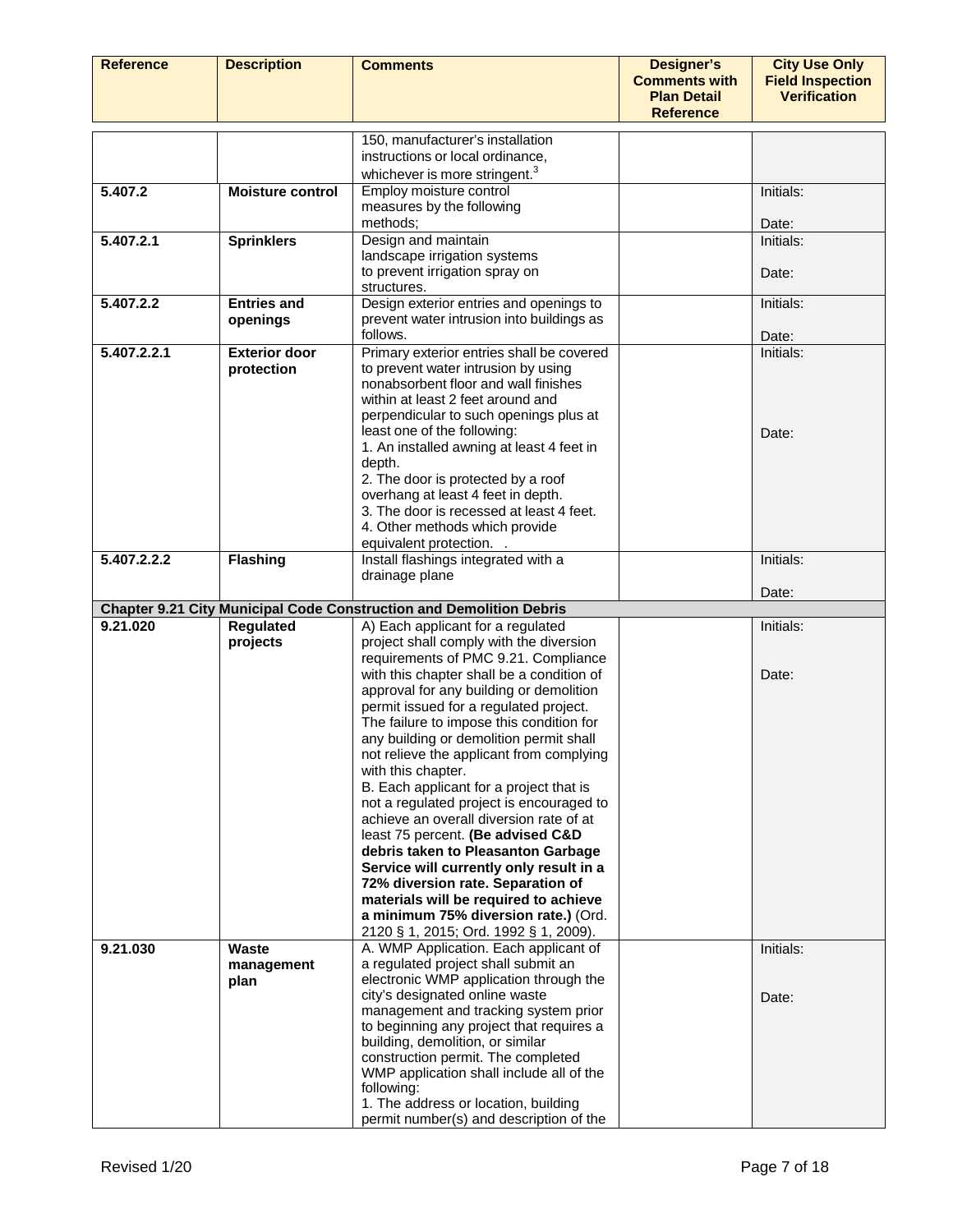| Reference | Description | Comments | Designer's Comments with Plan Detail Reference | City Use Only Field Inspection Verification |
|---|---|---|---|---|
| | | 150, manufacturer's installation instructions or local ordinance, whichever is more stringent.[3] | | |
| 5.407.2 | **Moisture control** | Employ moisture control measures by the following methods; | | Initials:<br><br>Date: |
| 5.407.2.1 | **Sprinklers** | Design and maintain landscape irrigation systems to prevent irrigation spray on structures. | | Initials:<br><br>Date: |
| 5.407.2.2 | **Entries and openings** | Design exterior entries and openings to prevent water intrusion into buildings as follows. | | Initials:<br><br>Date: |
| 5.407.2.2.1 | **Exterior door protection** | Primary exterior entries shall be covered to prevent water intrusion by using nonabsorbent floor and wall finishes within at least 2 feet around and perpendicular to such openings plus at least one of the following:<br>1. An installed awning at least 4 feet in depth.<br>2. The door is protected by a roof overhang at least 4 feet in depth.<br>3. The door is recessed at least 4 feet.<br>4. Other methods which provide equivalent protection. . | | Initials:<br><br>Date: |
| 5.407.2.2.2 | **Flashing** | Install flashings integrated with a drainage plane | | Initials:<br><br>Date: |
| **Chapter 9.21 City Municipal Code Construction and Demolition Debris** | | | | |
| 9.21.020 | **Regulated projects** | A) Each applicant for a regulated project shall comply with the diversion requirements of PMC 9.21. Compliance with this chapter shall be a condition of approval for any building or demolition permit issued for a regulated project. The failure to impose this condition for any building or demolition permit shall not relieve the applicant from complying with this chapter.<br>B. Each applicant for a project that is not a regulated project is encouraged to achieve an overall diversion rate of at least 75 percent. **(Be advised C&D debris taken to Pleasanton Garbage Service will currently only result in a 72% diversion rate. Separation of materials will be required to achieve a minimum 75% diversion rate.)** (Ord. 2120 § 1, 2015; Ord. 1992 § 1, 2009). | | Initials:<br><br>Date: |
| 9.21.030 | **Waste management plan** | A. WMP Application. Each applicant of a regulated project shall submit an electronic WMP application through the city's designated online waste management and tracking system prior to beginning any project that requires a building, demolition, or similar construction permit. The completed WMP application shall include all of the following:<br>1. The address or location, building permit number(s) and description of the | | Initials:<br><br>Date: |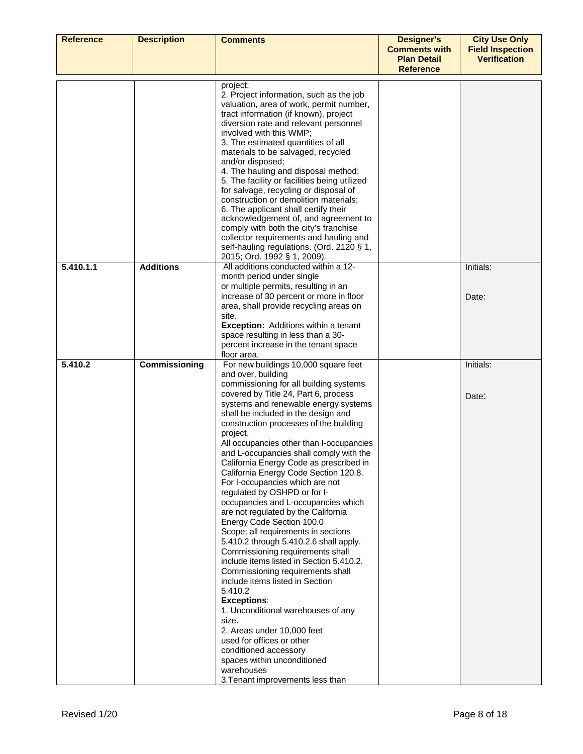| Reference | Description | Comments | Designer's Comments with Plan Detail Reference | City Use Only Field Inspection Verification |
|---|---|---|---|---|
| | | project;<br>2. Project information, such as the job valuation, area of work, permit number, tract information (if known), project diversion rate and relevant personnel involved with this WMP;<br>3. The estimated quantities of all materials to be salvaged, recycled and/or disposed;<br>4. The hauling and disposal method;<br>5. The facility or facilities being utilized for salvage, recycling or disposal of construction or demolition materials;<br>6. The applicant shall certify their acknowledgement of, and agreement to comply with both the city's franchise collector requirements and hauling and self-hauling regulations. (Ord. 2120 § 1, 2015; Ord. 1992 § 1, 2009). | | |
| **5.410.1.1** | **Additions** | All additions conducted within a 12-month period under single or multiple permits, resulting in an increase of 30 percent or more in floor area, shall provide recycling areas on site.<br>**Exception:** Additions within a tenant space resulting in less than a 30-percent increase in the tenant space floor area. | | Initials:<br><br>Date: |
| **5.410.2** | **Commissioning** | For new buildings 10,000 square feet and over, building commissioning for all building systems covered by Title 24, Part 6, process systems and renewable energy systems shall be included in the design and construction processes of the building project.<br>All occupancies other than I-occupancies and L-occupancies shall comply with the California Energy Code as prescribed in California Energy Code Section 120.8. For I-occupancies which are not regulated by OSHPD or for I-occupancies and L-occupancies which are not regulated by the California Energy Code Section 100.0 Scope; all requirements in sections 5.410.2 through 5.410.2.6 shall apply. Commissioning requirements shall include items listed in Section 5.410.2. Commissioning requirements shall include items listed in Section 5.410.2<br>**Exceptions**:<br>1. Unconditional warehouses of any size.<br>2. Areas under 10,000 feet used for offices or other conditioned accessory spaces within unconditioned warehouses<br>3.Tenant improvements less than | | Initials:<br><br>Date: |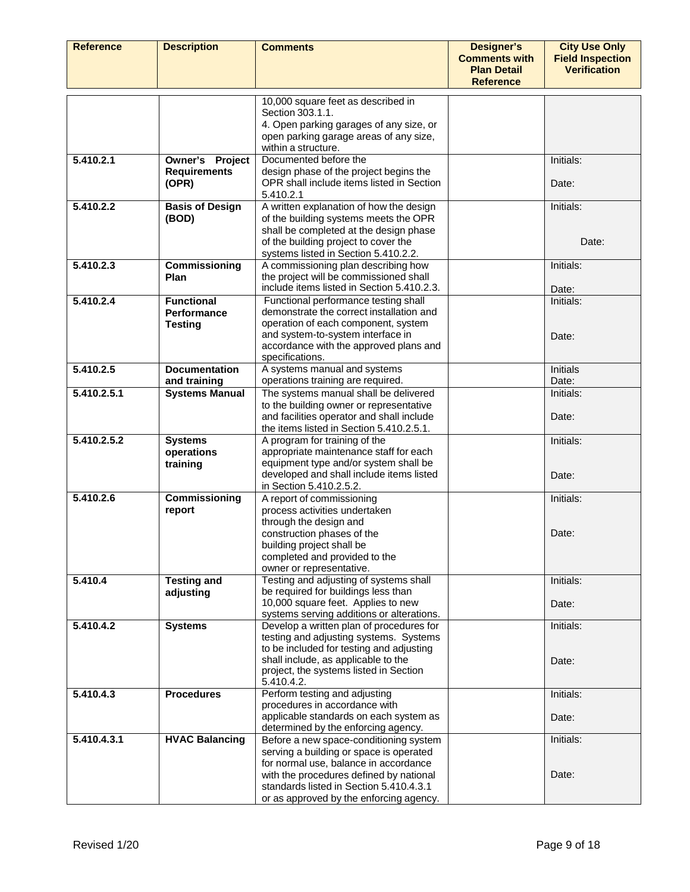| Reference | Description | Comments | Designer's Comments with Plan Detail Reference | City Use Only Field Inspection Verification |
|---|---|---|---|---|
| | | 10,000 square feet as described in Section 303.1.1.<br>4. Open parking garages of any size, or open parking garage areas of any size, within a structure. | | |
| **5.410.2.1** | **Owner's Project Requirements (OPR)** | Documented before the design phase of the project begins the OPR shall include items listed in Section 5.410.2.1 | | Initials:<br><br>Date: |
| **5.410.2.2** | **Basis of Design (BOD)** | A written explanation of how the design of the building systems meets the OPR shall be completed at the design phase of the building project to cover the systems listed in Section 5.410.2.2. | | Initials:<br><br>Date: |
| **5.410.2.3** | **Commissioning Plan** | A commissioning plan describing how the project will be commissioned shall include items listed in Section 5.410.2.3. | | Initials:<br><br>Date: |
| **5.410.2.4** | **Functional Performance Testing** | Functional performance testing shall demonstrate the correct installation and operation of each component, system and system-to-system interface in accordance with the approved plans and specifications. | | Initials:<br><br>Date: |
| **5.410.2.5** | **Documentation and training** | A systems manual and systems operations training are required. | | Initials<br>Date: |
| **5.410.2.5.1** | **Systems Manual** | The systems manual shall be delivered to the building owner or representative and facilities operator and shall include the items listed in Section 5.410.2.5.1. | | Initials:<br><br>Date: |
| **5.410.2.5.2** | **Systems operations training** | A program for training of the appropriate maintenance staff for each equipment type and/or system shall be developed and shall include items listed in Section 5.410.2.5.2. | | Initials:<br><br>Date: |
| **5.410.2.6** | **Commissioning report** | A report of commissioning process activities undertaken through the design and construction phases of the building project shall be completed and provided to the owner or representative. | | Initials:<br><br>Date: |
| **5.410.4** | **Testing and adjusting** | Testing and adjusting of systems shall be required for buildings less than 10,000 square feet. Applies to new systems serving additions or alterations. | | Initials:<br><br>Date: |
| **5.410.4.2** | **Systems** | Develop a written plan of procedures for testing and adjusting systems. Systems to be included for testing and adjusting shall include, as applicable to the project, the systems listed in Section 5.410.4.2. | | Initials:<br><br>Date: |
| **5.410.4.3** | **Procedures** | Perform testing and adjusting procedures in accordance with applicable standards on each system as determined by the enforcing agency. | | Initials:<br><br>Date: |
| **5.410.4.3.1** | **HVAC Balancing** | Before a new space-conditioning system serving a building or space is operated for normal use, balance in accordance with the procedures defined by national standards listed in Section 5.410.4.3.1 or as approved by the enforcing agency. | | Initials:<br><br>Date: |

Revised 1/20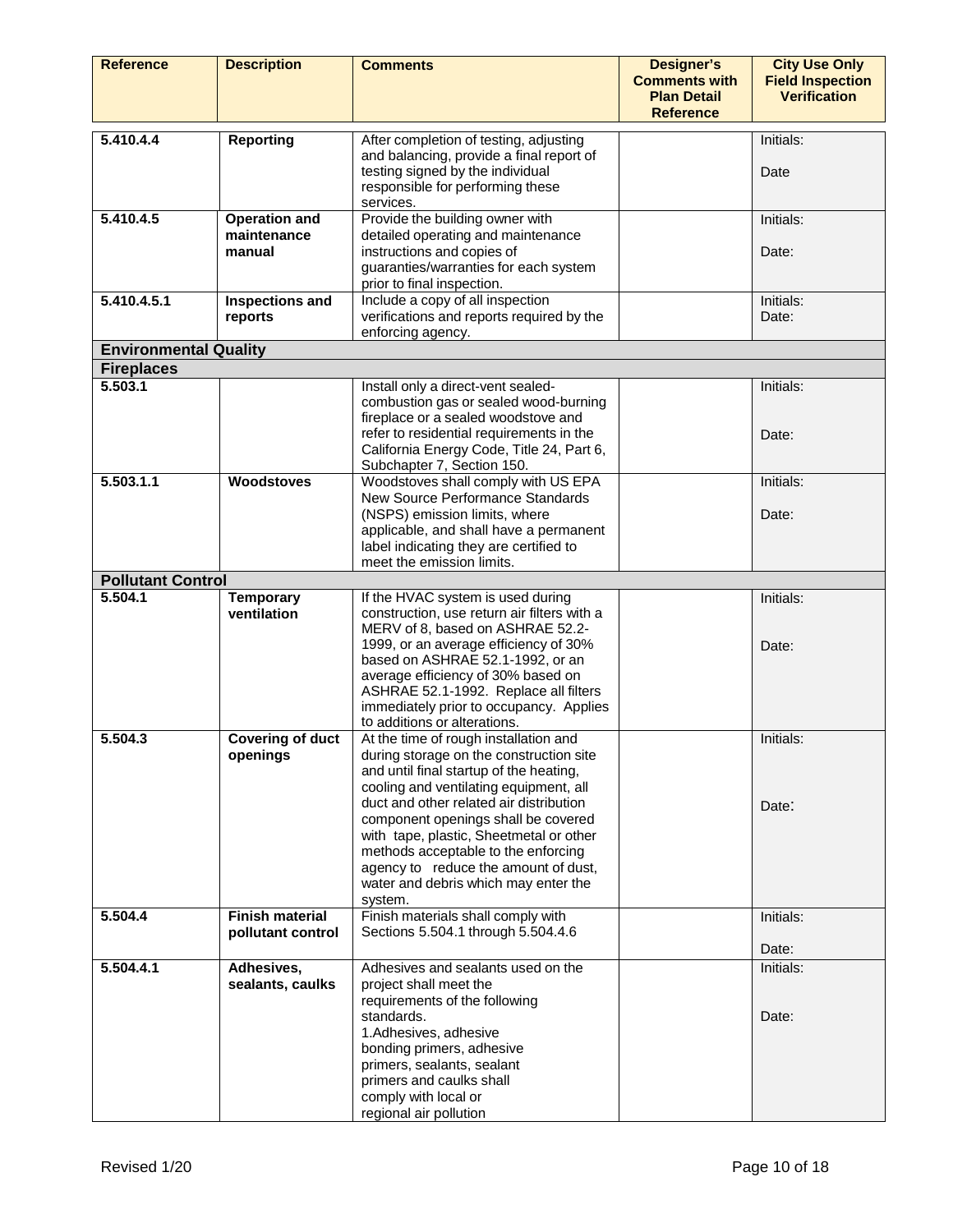| Reference | Description | Comments | Designer's Comments with Plan Detail Reference | City Use Only Field Inspection Verification |
|---|---|---|---|---|
| 5.410.4.4 | **Reporting** | After completion of testing, adjusting and balancing, provide a final report of testing signed by the individual responsible for performing these services. | | Initials:<br><br>Date |
| 5.410.4.5 | **Operation and maintenance manual** | Provide the building owner with detailed operating and maintenance instructions and copies of guaranties/warranties for each system prior to final inspection. | | Initials:<br><br>Date: |
| 5.410.4.5.1 | **Inspections and reports** | Include a copy of all inspection verifications and reports required by the enforcing agency. | | Initials:<br>Date: |
| **Environmental Quality** | | | | |
| **Fireplaces** | | | | |
| 5.503.1 | | Install only a direct-vent sealed-combustion gas or sealed wood-burning fireplace or a sealed woodstove and refer to residential requirements in the California Energy Code, Title 24, Part 6, Subchapter 7, Section 150. | | Initials:<br><br>Date: |
| 5.503.1.1 | **Woodstoves** | Woodstoves shall comply with US EPA New Source Performance Standards (NSPS) emission limits, where applicable, and shall have a permanent label indicating they are certified to meet the emission limits. | | Initials:<br><br>Date: |
| **Pollutant Control** | | | | |
| 5.504.1 | **Temporary ventilation** | If the HVAC system is used during construction, use return air filters with a MERV of 8, based on ASHRAE 52.2-1999, or an average efficiency of 30% based on ASHRAE 52.1-1992, or an average efficiency of 30% based on ASHRAE 52.1-1992. Replace all filters immediately prior to occupancy. Applies to additions or alterations. | | Initials:<br><br>Date: |
| 5.504.3 | **Covering of duct openings** | At the time of rough installation and during storage on the construction site and until final startup of the heating, cooling and ventilating equipment, all duct and other related air distribution component openings shall be covered with tape, plastic, Sheetmetal or other methods acceptable to the enforcing agency to reduce the amount of dust, water and debris which may enter the system. | | Initials:<br><br>Date: |
| 5.504.4 | **Finish material pollutant control** | Finish materials shall comply with Sections 5.504.1 through 5.504.4.6 | | Initials:<br><br>Date: |
| 5.504.4.1 | **Adhesives, sealants, caulks** | Adhesives and sealants used on the project shall meet the requirements of the following standards.<br>1.Adhesives, adhesive bonding primers, adhesive primers, sealants, sealant primers and caulks shall comply with local or regional air pollution | | Initials:<br><br>Date: |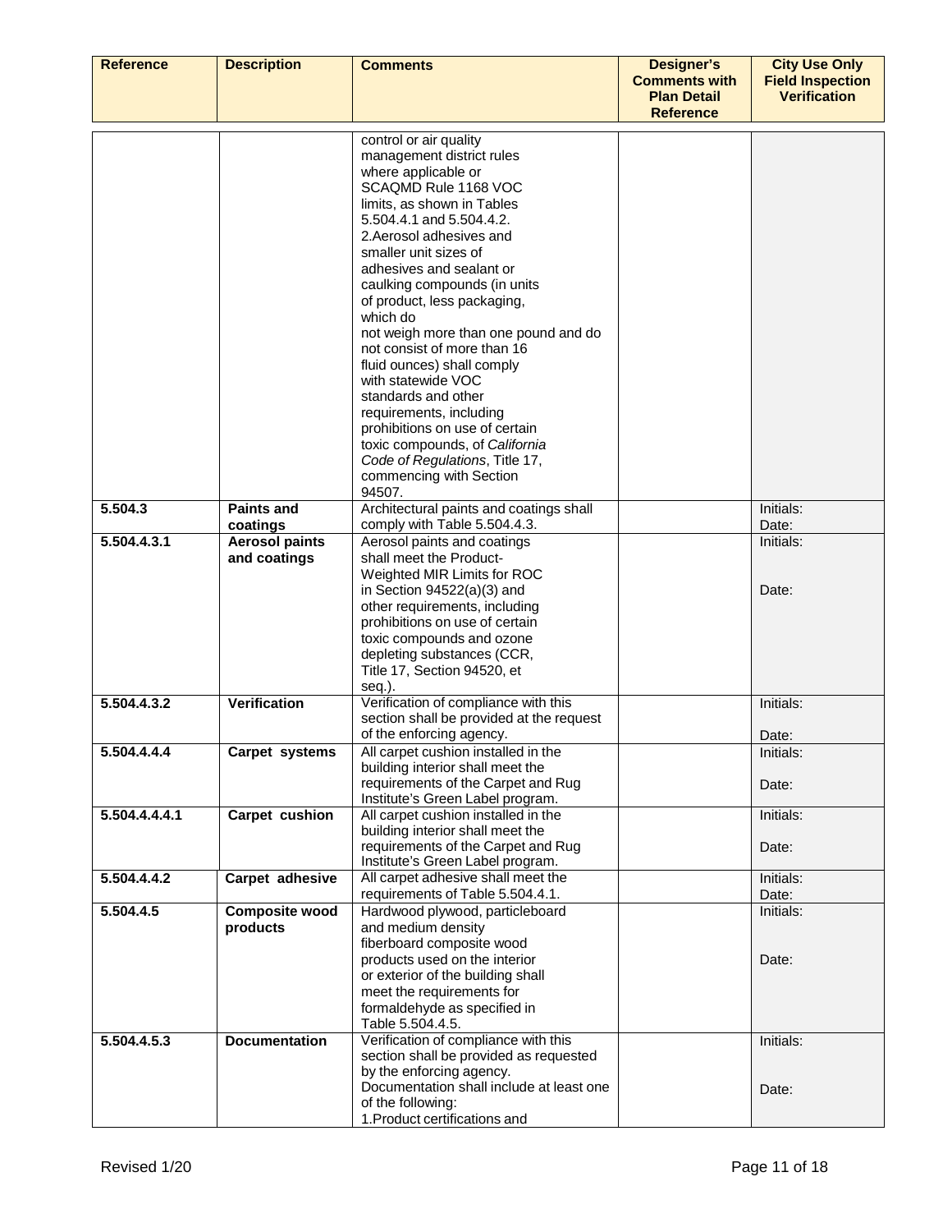| Reference | Description | Comments | Designer's Comments with Plan Detail Reference | City Use Only Field Inspection Verification |
|---|---|---|---|---|
| | | control or air quality management district rules where applicable or SCAQMD Rule 1168 VOC limits, as shown in Tables 5.504.4.1 and 5.504.4.2. 2.Aerosol adhesives and smaller unit sizes of adhesives and sealant or caulking compounds (in units of product, less packaging, which do not weigh more than one pound and do not consist of more than 16 fluid ounces) shall comply with statewide VOC standards and other requirements, including prohibitions on use of certain toxic compounds, of *California Code of Regulations*, Title 17, commencing with Section 94507. | | |
| **5.504.3** | **Paints and coatings** | Architectural paints and coatings shall comply with Table 5.504.4.3. | | Initials: Date: |
| **5.504.4.3.1** | **Aerosol paints and coatings** | Aerosol paints and coatings shall meet the Product-Weighted MIR Limits for ROC in Section 94522(a)(3) and other requirements, including prohibitions on use of certain toxic compounds and ozone depleting substances (CCR, Title 17, Section 94520, et seq.). | | Initials: Date: |
| **5.504.4.3.2** | **Verification** | Verification of compliance with this section shall be provided at the request of the enforcing agency. | | Initials: Date: |
| **5.504.4.4.4** | **Carpet systems** | All carpet cushion installed in the building interior shall meet the requirements of the Carpet and Rug Institute's Green Label program. | | Initials: Date: |
| **5.504.4.4.4.1** | **Carpet cushion** | All carpet cushion installed in the building interior shall meet the requirements of the Carpet and Rug Institute's Green Label program. | | Initials: Date: |
| **5.504.4.4.2** | **Carpet adhesive** | All carpet adhesive shall meet the requirements of Table 5.504.4.1. | | Initials: Date: |
| **5.504.4.5** | **Composite wood products** | Hardwood plywood, particleboard and medium density fiberboard composite wood products used on the interior or exterior of the building shall meet the requirements for formaldehyde as specified in Table 5.504.4.5. | | Initials: Date: |
| **5.504.4.5.3** | **Documentation** | Verification of compliance with this section shall be provided as requested by the enforcing agency. Documentation shall include at least one of the following: 1.Product certifications and | | Initials: Date: |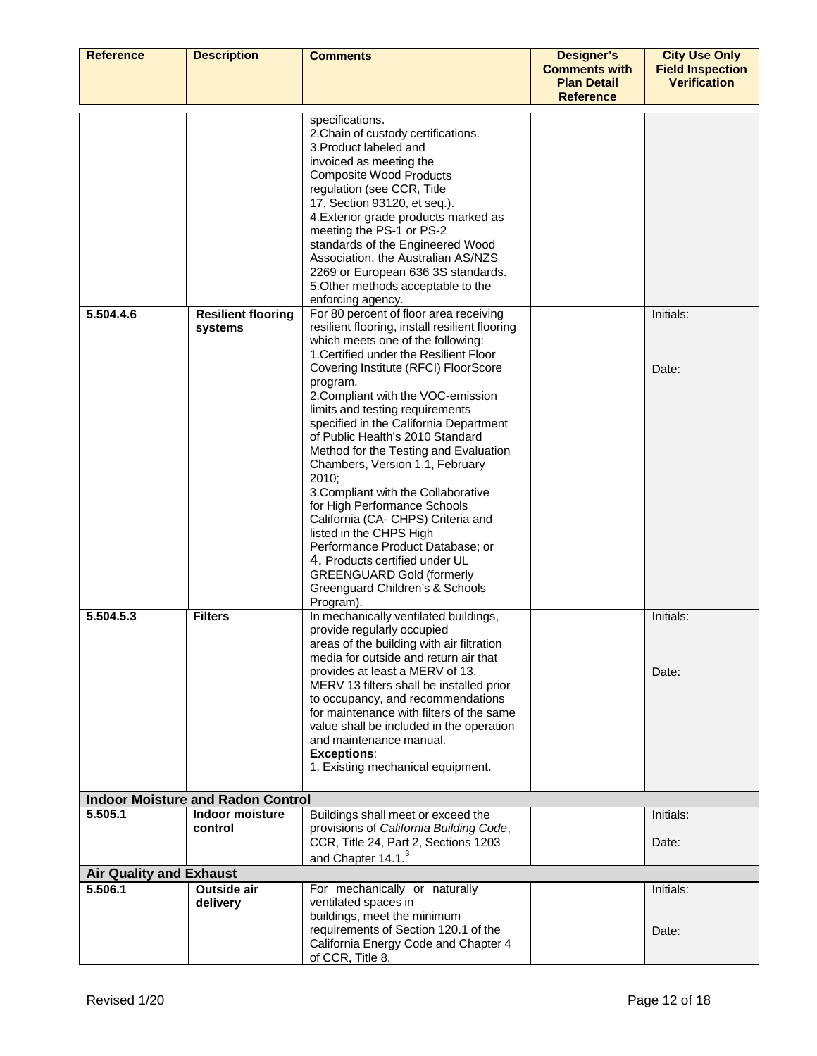| Reference | Description | Comments | Designer's Comments with Plan Detail Reference | City Use Only Field Inspection Verification |
|---|---|---|---|---|
| | | specifications.<br>2.Chain of custody certifications.<br>3.Product labeled and invoiced as meeting the Composite Wood Products regulation (see CCR, Title 17, Section 93120, et seq.).<br>4.Exterior grade products marked as meeting the PS-1 or PS-2 standards of the Engineered Wood Association, the Australian AS/NZS 2269 or European 636 3S standards.<br>5.Other methods acceptable to the enforcing agency. | | |
| **5.504.4.6** | **Resilient flooring systems** | For 80 percent of floor area receiving resilient flooring, install resilient flooring which meets one of the following:<br>1.Certified under the Resilient Floor Covering Institute (RFCI) FloorScore program.<br>2.Compliant with the VOC-emission limits and testing requirements specified in the California Department of Public Health's 2010 Standard Method for the Testing and Evaluation Chambers, Version 1.1, February 2010;<br>3.Compliant with the Collaborative for High Performance Schools California (CA- CHPS) Criteria and listed in the CHPS High Performance Product Database; or<br>4. Products certified under UL GREENGUARD Gold (formerly Greenguard Children's & Schools Program). | | Initials:<br><br>Date: |
| **5.504.5.3** | **Filters** | In mechanically ventilated buildings, provide regularly occupied areas of the building with air filtration media for outside and return air that provides at least a MERV of 13. MERV 13 filters shall be installed prior to occupancy, and recommendations for maintenance with filters of the same value shall be included in the operation and maintenance manual.<br>**Exceptions**:<br>1. Existing mechanical equipment. | | Initials:<br><br>Date: |
| **Indoor Moisture and Radon Control** | | | | |
| **5.505.1** | **Indoor moisture control** | Buildings shall meet or exceed the provisions of *California Building Code*, CCR, Title 24, Part 2, Sections 1203 and Chapter 14.1.[3] | | Initials:<br><br>Date: |
| **Air Quality and Exhaust** | | | | |
| **5.506.1** | **Outside air delivery** | For mechanically or naturally ventilated spaces in buildings, meet the minimum requirements of Section 120.1 of the California Energy Code and Chapter 4 of CCR, Title 8. | | Initials:<br><br>Date: |

Revised 1/20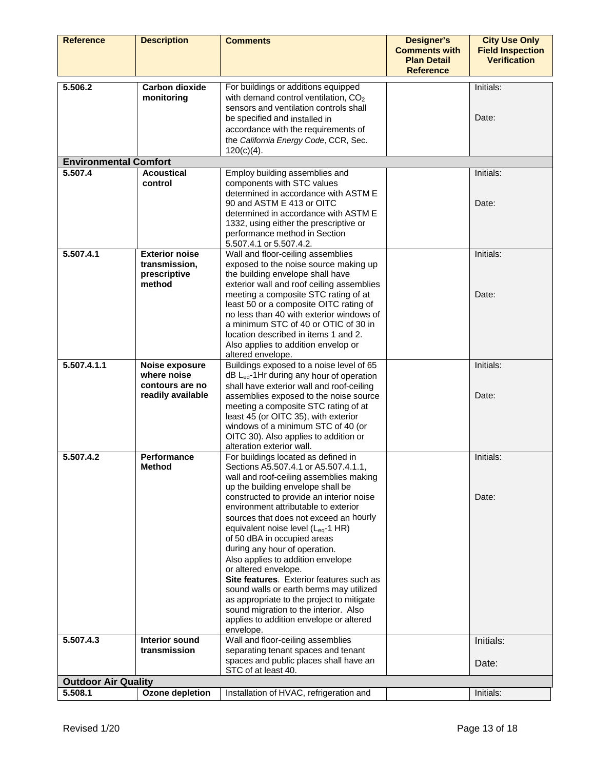| Reference | Description | Comments | Designer's Comments with Plan Detail Reference | City Use Only Field Inspection Verification |
|---|---|---|---|---|
| 5.506.2 | **Carbon dioxide monitoring** | For buildings or additions equipped with demand control ventilation, $CO_2$ sensors and ventilation controls shall be specified and installed in accordance with the requirements of the *California Energy Code*, CCR, Sec. 120(c)(4). | | Initials:<br><br>Date: |
| **Environmental Comfort** | | | | |
| 5.507.4 | **Acoustical control** | Employ building assemblies and components with STC values determined in accordance with ASTM E 90 and ASTM E 413 or OITC determined in accordance with ASTM E 1332, using either the prescriptive or performance method in Section 5.507.4.1 or 5.507.4.2. | | Initials:<br><br>Date: |
| 5.507.4.1 | **Exterior noise transmission, prescriptive method** | Wall and floor-ceiling assemblies exposed to the noise source making up the building envelope shall have exterior wall and roof ceiling assemblies meeting a composite STC rating of at least 50 or a composite OITC rating of no less than 40 with exterior windows of a minimum STC of 40 or OTIC of 30 in location described in items 1 and 2. Also applies to addition envelop or altered envelope. | | Initials:<br><br>Date: |
| 5.507.4.1.1 | **Noise exposure where noise contours are no readily available** | Buildings exposed to a noise level of 65 dB $L_{eq}$-1Hr during any hour of operation shall have exterior wall and roof-ceiling assemblies exposed to the noise source meeting a composite STC rating of at least 45 (or OITC 35), with exterior windows of a minimum STC of 40 (or OITC 30). Also applies to addition or alteration exterior wall. | | Initials:<br><br>Date: |
| 5.507.4.2 | **Performance Method** | For buildings located as defined in Sections A5.507.4.1 or A5.507.4.1.1, wall and roof-ceiling assemblies making up the building envelope shall be constructed to provide an interior noise environment attributable to exterior sources that does not exceed an hourly equivalent noise level ($L_{eq}$-1 HR) of 50 dBA in occupied areas during any hour of operation. Also applies to addition envelope or altered envelope.<br>**Site features**. Exterior features such as sound walls or earth berms may utilized as appropriate to the project to mitigate sound migration to the interior. Also applies to addition envelope or altered envelope. | | Initials:<br><br>Date: |
| 5.507.4.3 | **Interior sound transmission** | Wall and floor-ceiling assemblies separating tenant spaces and tenant spaces and public places shall have an STC of at least 40. | | Initials:<br><br>Date: |
| **Outdoor Air Quality** | | | | |
| 5.508.1 | **Ozone depletion** | Installation of HVAC, refrigeration and | | Initials: |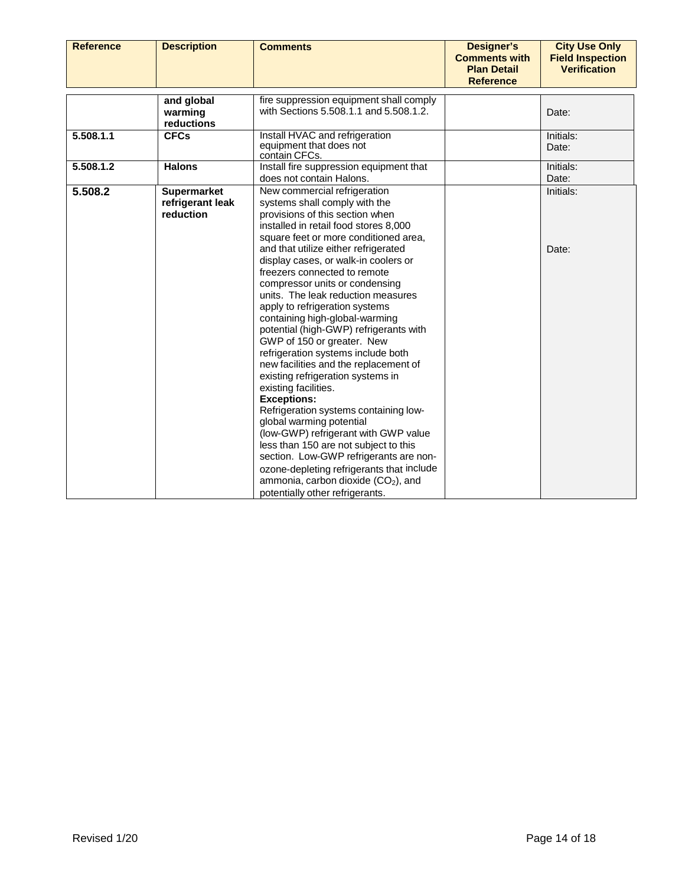| Reference | Description | Comments | Designer's Comments with Plan Detail Reference | City Use Only Field Inspection Verification |
|---|---|---|---|---|
| | **and global warming reductions** | fire suppression equipment shall comply with Sections 5.508.1.1 and 5.508.1.2. | | Date: |
| **5.508.1.1** | **CFCs** | Install HVAC and refrigeration equipment that does not contain CFCs. | | Initials: Date: |
| **5.508.1.2** | **Halons** | Install fire suppression equipment that does not contain Halons. | | Initials: Date: |
| **5.508.2** | **Supermarket refrigerant leak reduction** | New commercial refrigeration systems shall comply with the provisions of this section when installed in retail food stores 8,000 square feet or more conditioned area, and that utilize either refrigerated display cases, or walk-in coolers or freezers connected to remote compressor units or condensing units. The leak reduction measures apply to refrigeration systems containing high-global-warming potential (high-GWP) refrigerants with GWP of 150 or greater. New refrigeration systems include both new facilities and the replacement of existing refrigeration systems in existing facilities. **Exceptions:** Refrigeration systems containing low-global warming potential (low-GWP) refrigerant with GWP value less than 150 are not subject to this section. Low-GWP refrigerants are non-ozone-depleting refrigerants that include ammonia, carbon dioxide ($CO_2$), and potentially other refrigerants. | | Initials: Date: |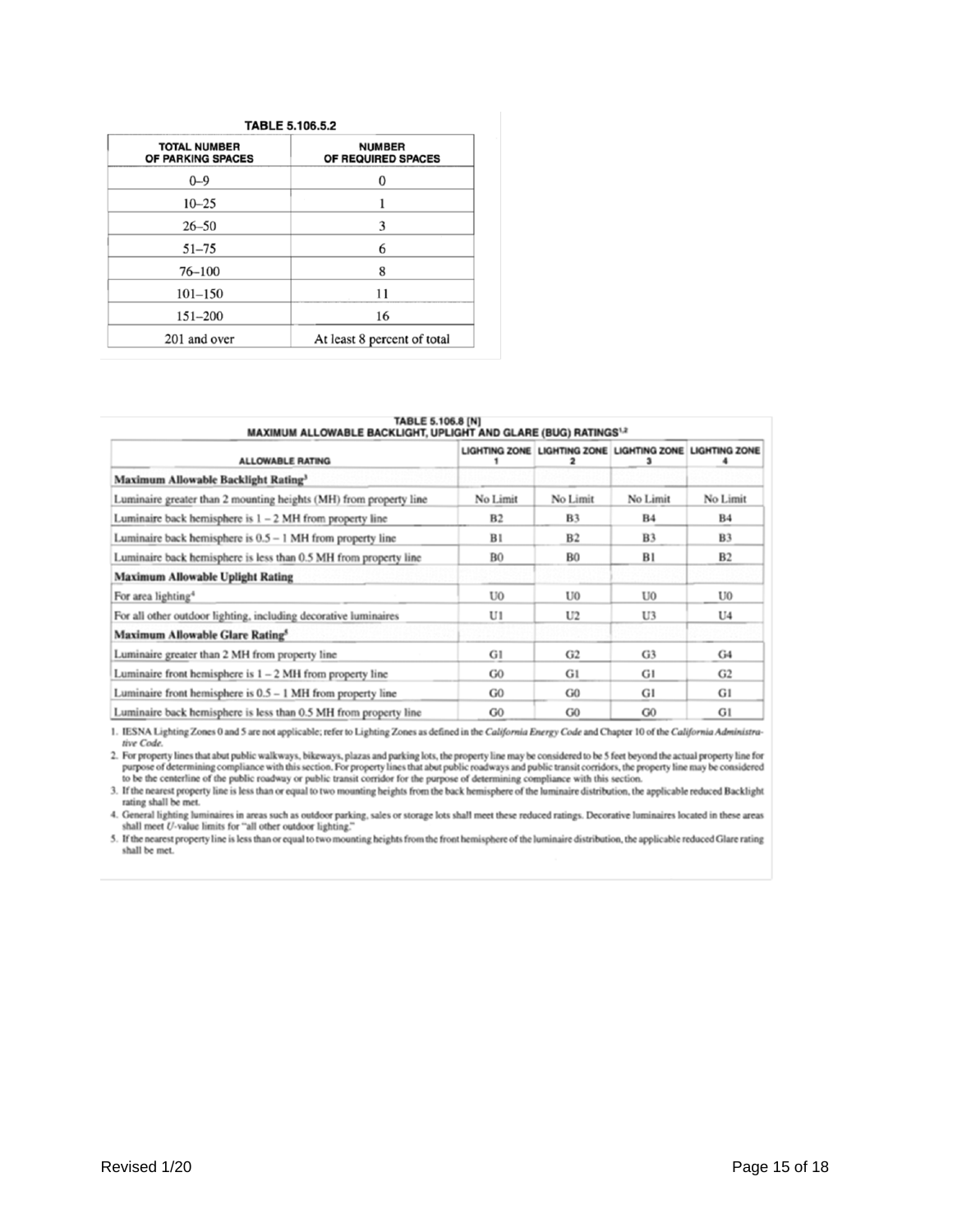**TABLE 5.106.5.2**

| TOTAL NUMBER OF PARKING SPACES | NUMBER OF REQUIRED SPACES |
|---|---|
| 0–9 | 0 |
| 10–25 | 1 |
| 26–50 | 3 |
| 51–75 | 6 |
| 76–100 | 8 |
| 101–150 | 11 |
| 151–200 | 16 |
| 201 and over | At least 8 percent of total |

**TABLE 5.106.8 [N]**
**MAXIMUM ALLOWABLE BACKLIGHT, UPLIGHT AND GLARE (BUG) RATINGS[1,2]**

| ALLOWABLE RATING | LIGHTING ZONE 1 | LIGHTING ZONE 2 | LIGHTING ZONE 3 | LIGHTING ZONE 4 |
|---|---|---|---|---|
| **Maximum Allowable Backlight Rating[3]** | | | | |
| Luminaire greater than 2 mounting heights (MH) from property line | No Limit | No Limit | No Limit | No Limit |
| Luminaire back hemisphere is 1 – 2 MH from property line | B2 | B3 | B4 | B4 |
| Luminaire back hemisphere is 0.5 – 1 MH from property line | B1 | B2 | B3 | B3 |
| Luminaire back hemisphere is less than 0.5 MH from property line | B0 | B0 | B1 | B2 |
| **Maximum Allowable Uplight Rating** | | | | |
| For area lighting[4] | U0 | U0 | U0 | U0 |
| For all other outdoor lighting, including decorative luminaires | U1 | U2 | U3 | U4 |
| **Maximum Allowable Glare Rating[5]** | | | | |
| Luminaire greater than 2 MH from property line | G1 | G2 | G3 | G4 |
| Luminaire front hemisphere is 1 – 2 MH from property line | G0 | G1 | G1 | G2 |
| Luminaire front hemisphere is 0.5 – 1 MH from property line | G0 | G0 | G1 | G1 |
| Luminaire back hemisphere is less than 0.5 MH from property line | G0 | G0 | G0 | G1 |

1. IESNA Lighting Zones 0 and 5 are not applicable; refer to Lighting Zones as defined in the *California Energy Code* and Chapter 10 of the *California Administrative Code*.
2. For property lines that abut public walkways, bikeways, plazas and parking lots, the property line may be considered to be 5 feet beyond the actual property line for purpose of determining compliance with this section. For property lines that abut public roadways and public transit corridors, the property line may be considered to be the centerline of the public roadway or public transit corridor for the purpose of determining compliance with this section.
3. If the nearest property line is less than or equal to two mounting heights from the back hemisphere of the luminaire distribution, the applicable reduced Backlight rating shall be met.
4. General lighting luminaires in areas such as outdoor parking, sales or storage lots shall meet these reduced ratings. Decorative luminaires located in these areas shall meet *U*-value limits for "all other outdoor lighting."
5. If the nearest property line is less than or equal to two mounting heights from the front hemisphere of the luminaire distribution, the applicable reduced Glare rating shall be met.

Revised 1/20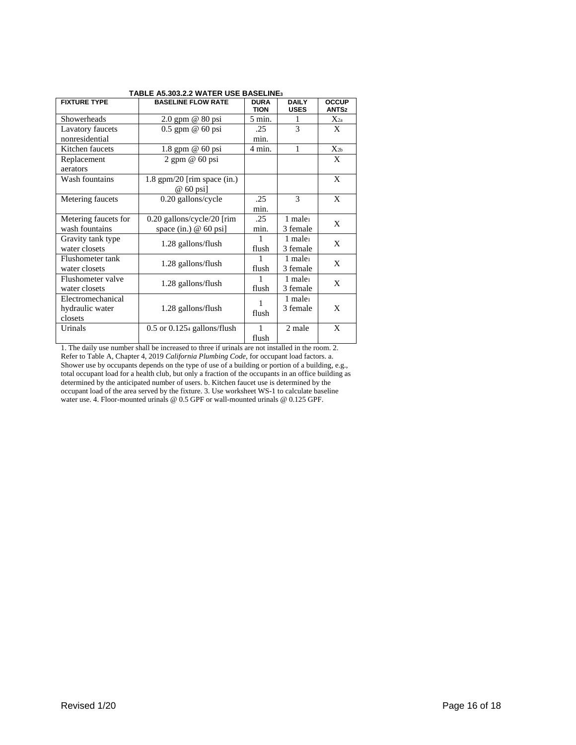**TABLE A5.303.2.2 WATER USE BASELINE[3]**

| FIXTURE TYPE | BASELINE FLOW RATE | DURATION | DAILY USES | OCCUPANTS[2] |
|---|---|---|---|---|
| Showerheads | 2.0 gpm @ 80 psi | 5 min. | 1 | X[2a] |
| Lavatory faucets nonresidential | 0.5 gpm @ 60 psi | .25 min. | 3 | X |
| Kitchen faucets | 1.8 gpm @ 60 psi | 4 min. | 1 | X[2b] |
| Replacement aerators | 2 gpm @ 60 psi | | | X |
| Wash fountains | 1.8 gpm/20 [rim space (in.) @ 60 psi] | | | X |
| Metering faucets | 0.20 gallons/cycle | .25 min. | 3 | X |
| Metering faucets for wash fountains | 0.20 gallons/cycle/20 [rim space (in.) @ 60 psi] | .25 min. | 1 male[1] 3 female | X |
| Gravity tank type water closets | 1.28 gallons/flush | 1 flush | 1 male[1] 3 female | X |
| Flushometer tank water closets | 1.28 gallons/flush | 1 flush | 1 male[1] 3 female | X |
| Flushometer valve water closets | 1.28 gallons/flush | 1 flush | 1 male[1] 3 female | X |
| Electromechanical hydraulic water closets | 1.28 gallons/flush | 1 flush | 1 male[1] 3 female | X |
| Urinals | 0.5 or 0.125[4] gallons/flush | 1 flush | 2 male | X |

1. The daily use number shall be increased to three if urinals are not installed in the room. 2. Refer to Table A, Chapter 4, 2019 *California Plumbing Code*, for occupant load factors. a. Shower use by occupants depends on the type of use of a building or portion of a building, e.g., total occupant load for a health club, but only a fraction of the occupants in an office building as determined by the anticipated number of users. b. Kitchen faucet use is determined by the occupant load of the area served by the fixture. 3. Use worksheet WS-1 to calculate baseline water use. 4. Floor-mounted urinals @ 0.5 GPF or wall-mounted urinals @ 0.125 GPF.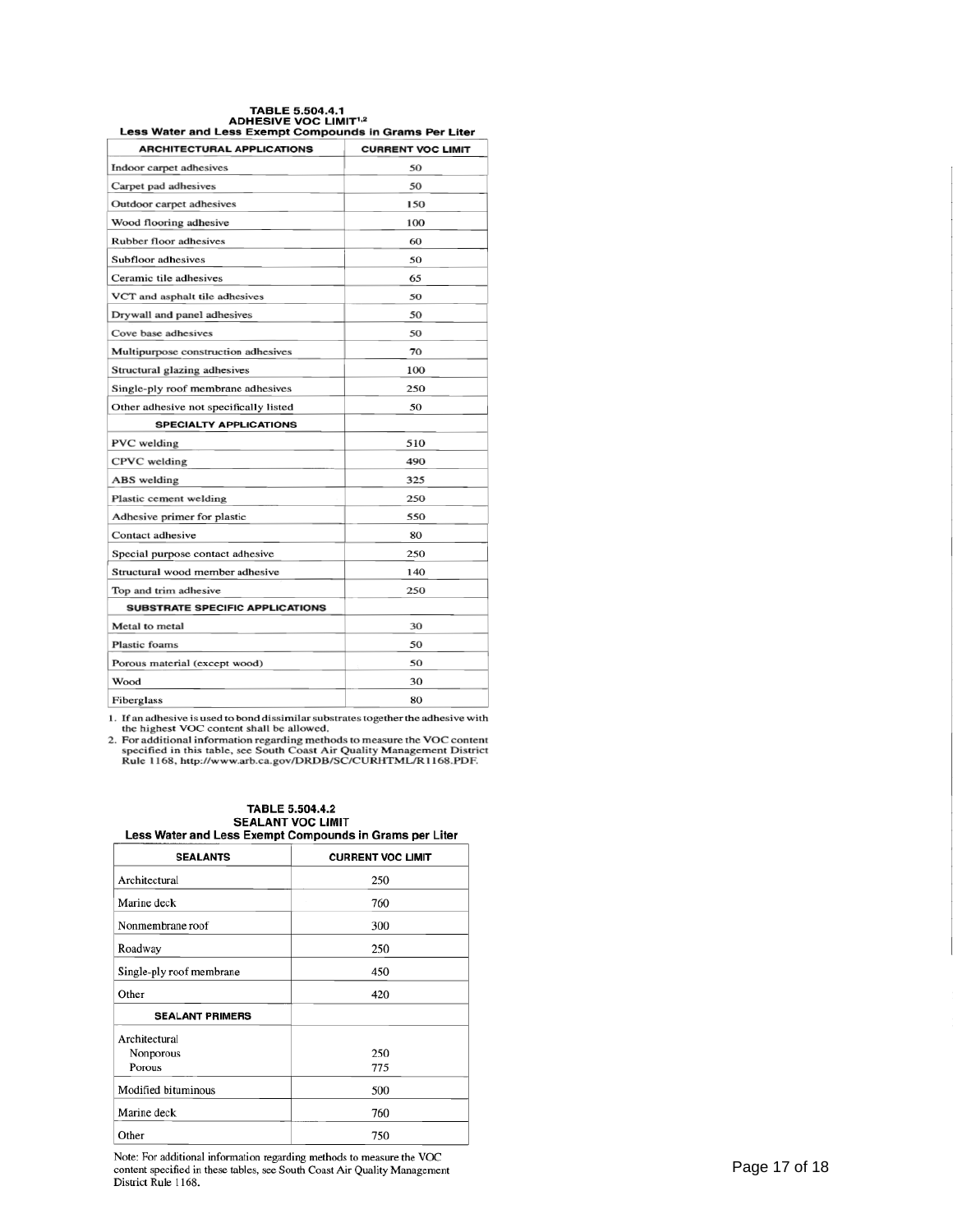**TABLE 5.504.4.1**
**ADHESIVE VOC LIMIT[1,2]**
**Less Water and Less Exempt Compounds in Grams Per Liter**

| ARCHITECTURAL APPLICATIONS | CURRENT VOC LIMIT |
|---|---|
| Indoor carpet adhesives | 50 |
| Carpet pad adhesives | 50 |
| Outdoor carpet adhesives | 150 |
| Wood flooring adhesive | 100 |
| Rubber floor adhesives | 60 |
| Subfloor adhesives | 50 |
| Ceramic tile adhesives | 65 |
| VCT and asphalt tile adhesives | 50 |
| Drywall and panel adhesives | 50 |
| Cove base adhesives | 50 |
| Multipurpose construction adhesives | 70 |
| Structural glazing adhesives | 100 |
| Single-ply roof membrane adhesives | 250 |
| Other adhesive not specifically listed | 50 |
| **SPECIALTY APPLICATIONS** | |
| PVC welding | 510 |
| CPVC welding | 490 |
| ABS welding | 325 |
| Plastic cement welding | 250 |
| Adhesive primer for plastic | 550 |
| Contact adhesive | 80 |
| Special purpose contact adhesive | 250 |
| Structural wood member adhesive | 140 |
| Top and trim adhesive | 250 |
| **SUBSTRATE SPECIFIC APPLICATIONS** | |
| Metal to metal | 30 |
| Plastic foams | 50 |
| Porous material (except wood) | 50 |
| Wood | 30 |
| Fiberglass | 80 |

1. If an adhesive is used to bond dissimilar substrates together the adhesive with the highest VOC content shall be allowed.
2. For additional information regarding methods to measure the VOC content specified in this table, see South Coast Air Quality Management District Rule 1168, http://www.arb.ca.gov/DRDB/SC/CURHTML/R1168.PDF.

**TABLE 5.504.4.2**
**SEALANT VOC LIMIT**
**Less Water and Less Exempt Compounds in Grams per Liter**

| SEALANTS | CURRENT VOC LIMIT |
|---|---|
| Architectural | 250 |
| Marine deck | 760 |
| Nonmembrane roof | 300 |
| Roadway | 250 |
| Single-ply roof membrane | 450 |
| Other | 420 |
| **SEALANT PRIMERS** | |
| Architectural | |
| Nonporous | 250 |
| Porous | 775 |
| Modified bituminous | 500 |
| Marine deck | 760 |
| Other | 750 |

Note: For additional information regarding methods to measure the VOC content specified in these tables, see South Coast Air Quality Management District Rule 1168.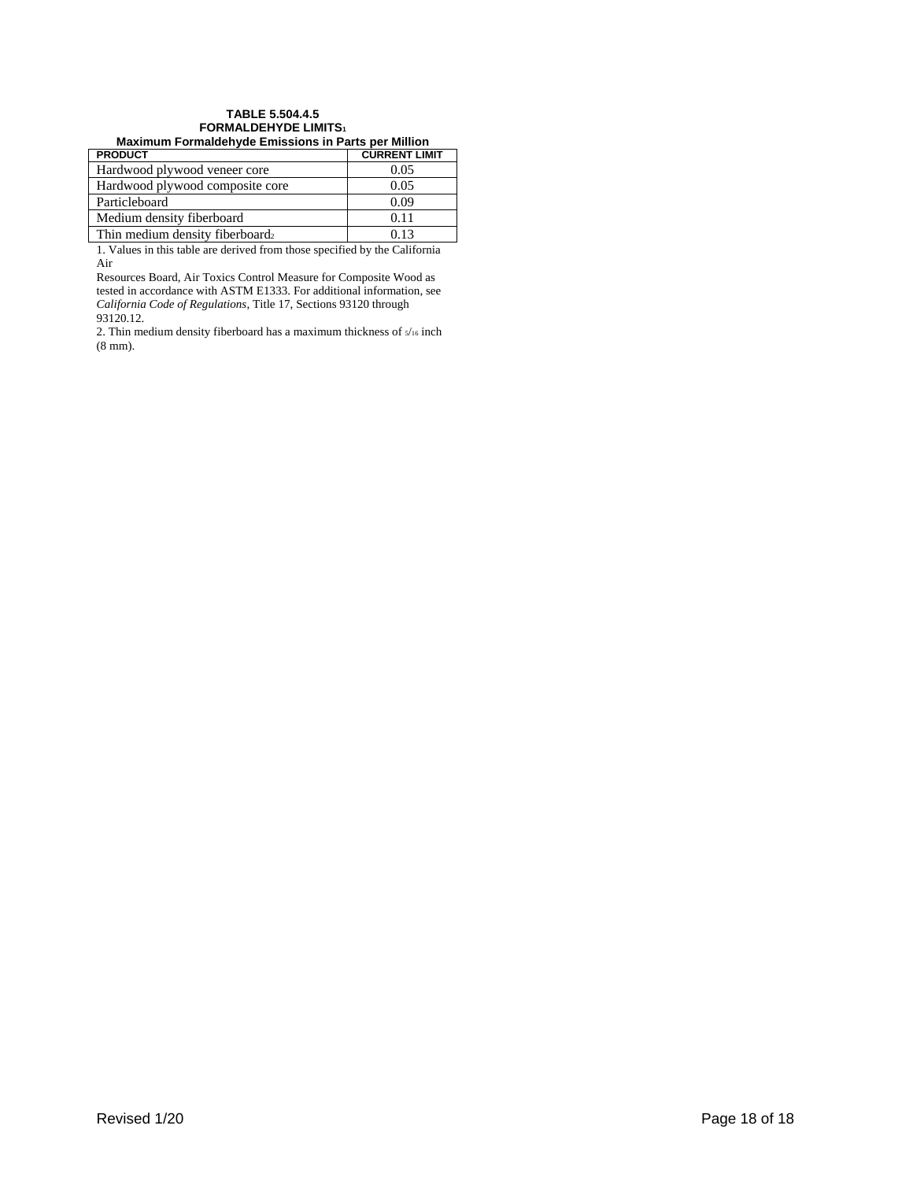**TABLE 5.504.4.5**
**FORMALDEHYDE LIMITS[1]**
**Maximum Formaldehyde Emissions in Parts per Million**

| PRODUCT | CURRENT LIMIT |
|---|---|
| Hardwood plywood veneer core | 0.05 |
| Hardwood plywood composite core | 0.05 |
| Particleboard | 0.09 |
| Medium density fiberboard | 0.11 |
| Thin medium density fiberboard[2] | 0.13 |

1. Values in this table are derived from those specified by the California Air Resources Board, Air Toxics Control Measure for Composite Wood as tested in accordance with ASTM E1333. For additional information, see *California Code of Regulations*, Title 17, Sections 93120 through 93120.12.

2. Thin medium density fiberboard has a maximum thickness of 5/16 inch (8 mm).